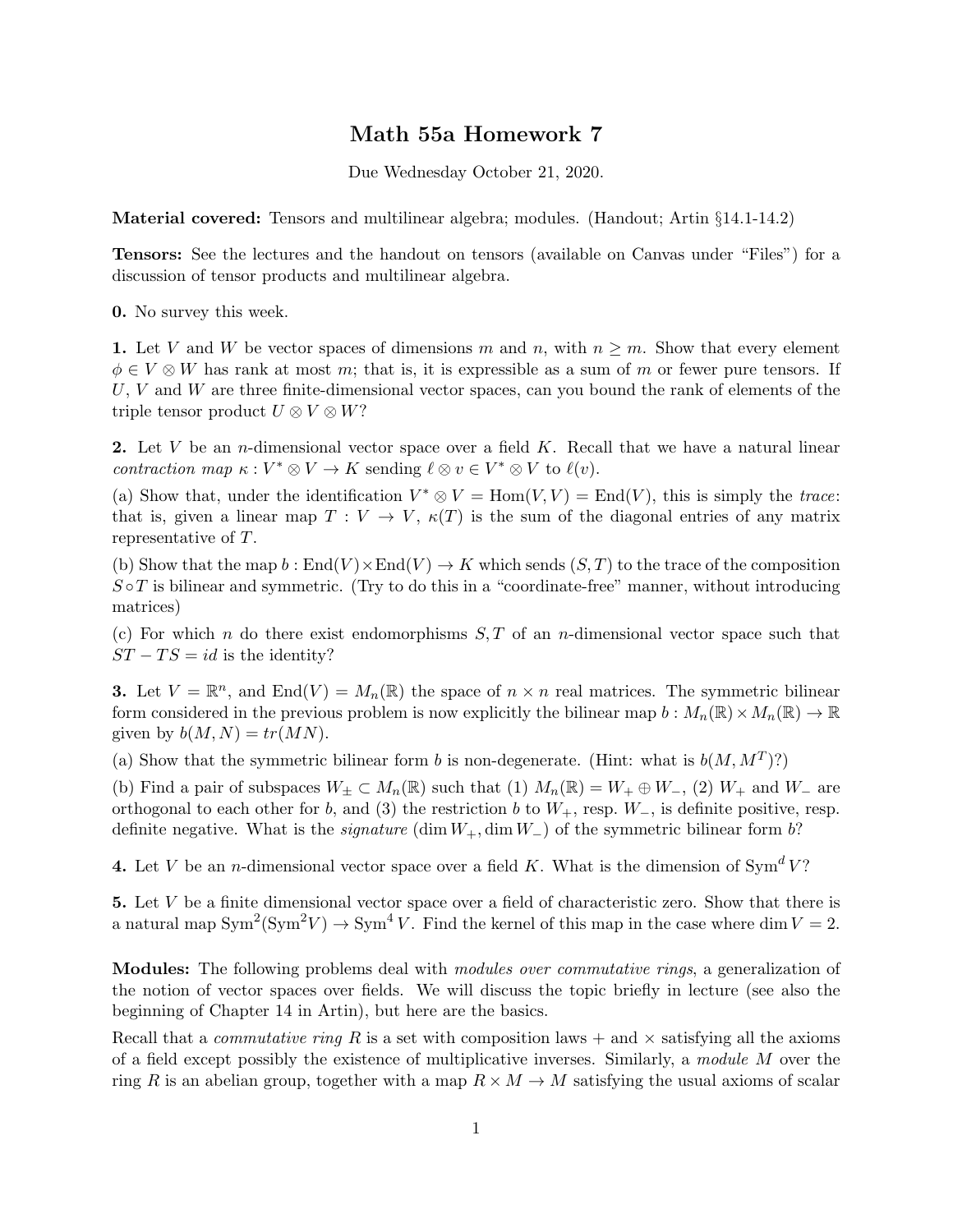# Math 55a Homework 7

Due Wednesday October 21, 2020.

**Material covered:** Tensors and multilinear algebra; modules. (Handout; Artin §14.1-14.2)

**Tensors:** See the lectures and the handout on tensors (available on Canvas under "Files") for a discussion of tensor products and multilinear algebra.

**0.** No survey this week.

**1.** Let $V$ and $W$ be vector spaces of dimensions $m$ and $n$, with $n \geq m$. Show that every element $\phi \in V \otimes W$ has rank at most $m$; that is, it is expressible as a sum of $m$ or fewer pure tensors. If $U$, $V$ and $W$ are three finite-dimensional vector spaces, can you bound the rank of elements of the triple tensor product $U \otimes V \otimes W$?

**2.** Let $V$ be an $n$-dimensional vector space over a field $K$. Recall that we have a natural linear *contraction map* $\kappa : V^* \otimes V \to K$ sending $\ell \otimes v \in V^* \otimes V$ to $\ell(v)$.

(a) Show that, under the identification $V^* \otimes V = \mathrm{Hom}(V, V) = \mathrm{End}(V)$, this is simply the *trace*: that is, given a linear map $T : V \to V$, $\kappa(T)$ is the sum of the diagonal entries of any matrix representative of $T$.

(b) Show that the map $b : \mathrm{End}(V) \times \mathrm{End}(V) \to K$ which sends $(S, T)$ to the trace of the composition $S \circ T$ is bilinear and symmetric. (Try to do this in a "coordinate-free" manner, without introducing matrices)

(c) For which $n$ do there exist endomorphisms $S, T$ of an $n$-dimensional vector space such that $ST - TS = id$ is the identity?

**3.** Let $V = \mathbb{R}^n$, and $\mathrm{End}(V) = M_n(\mathbb{R})$ the space of $n \times n$ real matrices. The symmetric bilinear form considered in the previous problem is now explicitly the bilinear map $b : M_n(\mathbb{R}) \times M_n(\mathbb{R}) \to \mathbb{R}$ given by $b(M, N) = tr(MN)$.

(a) Show that the symmetric bilinear form $b$ is non-degenerate. (Hint: what is $b(M, M^T)$?)

(b) Find a pair of subspaces $W_\pm \subset M_n(\mathbb{R})$ such that (1) $M_n(\mathbb{R}) = W_+ \oplus W_-$, (2) $W_+$ and $W_-$ are orthogonal to each other for $b$, and (3) the restriction $b$ to $W_+$, resp. $W_-$, is definite positive, resp. definite negative. What is the *signature* $(\dim W_+, \dim W_-)$ of the symmetric bilinear form $b$?

**4.** Let $V$ be an $n$-dimensional vector space over a field $K$. What is the dimension of $\mathrm{Sym}^d V$?

**5.** Let $V$ be a finite dimensional vector space over a field of characteristic zero. Show that there is a natural map $\mathrm{Sym}^2(\mathrm{Sym}^2 V) \to \mathrm{Sym}^4 V$. Find the kernel of this map in the case where $\dim V = 2$.

**Modules:** The following problems deal with *modules over commutative rings*, a generalization of the notion of vector spaces over fields. We will discuss the topic briefly in lecture (see also the beginning of Chapter 14 in Artin), but here are the basics.

Recall that a *commutative ring* $R$ is a set with composition laws $+$ and $\times$ satisfying all the axioms of a field except possibly the existence of multiplicative inverses. Similarly, a *module* $M$ over the ring $R$ is an abelian group, together with a map $R \times M \to M$ satisfying the usual axioms of scalar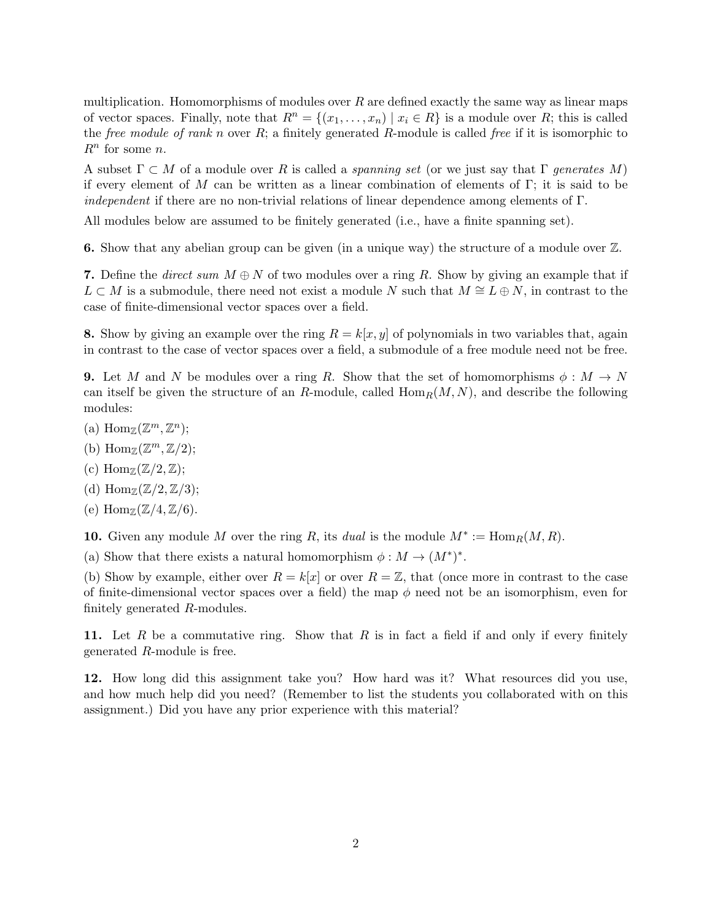multiplication. Homomorphisms of modules over $R$ are defined exactly the same way as linear maps of vector spaces. Finally, note that $R^n = \{(x_1, \ldots, x_n) \mid x_i \in R\}$ is a module over $R$; this is called the *free module of rank* $n$ over $R$; a finitely generated $R$-module is called *free* if it is isomorphic to $R^n$ for some $n$.

A subset $\Gamma \subset M$ of a module over $R$ is called a *spanning set* (or we just say that $\Gamma$ *generates* $M$) if every element of $M$ can be written as a linear combination of elements of $\Gamma$; it is said to be *independent* if there are no non-trivial relations of linear dependence among elements of $\Gamma$.

All modules below are assumed to be finitely generated (i.e., have a finite spanning set).

**6.** Show that any abelian group can be given (in a unique way) the structure of a module over $\mathbb{Z}$.

**7.** Define the *direct sum* $M \oplus N$ of two modules over a ring $R$. Show by giving an example that if $L \subset M$ is a submodule, there need not exist a module $N$ such that $M \cong L \oplus N$, in contrast to the case of finite-dimensional vector spaces over a field.

**8.** Show by giving an example over the ring $R = k[x, y]$ of polynomials in two variables that, again in contrast to the case of vector spaces over a field, a submodule of a free module need not be free.

**9.** Let $M$ and $N$ be modules over a ring $R$. Show that the set of homomorphisms $\phi : M \to N$ can itself be given the structure of an $R$-module, called $\mathrm{Hom}_R(M, N)$, and describe the following modules:

(a) $\mathrm{Hom}_{\mathbb{Z}}(\mathbb{Z}^m, \mathbb{Z}^n)$;

(b) $\mathrm{Hom}_{\mathbb{Z}}(\mathbb{Z}^m, \mathbb{Z}/2)$;

(c) $\mathrm{Hom}_{\mathbb{Z}}(\mathbb{Z}/2, \mathbb{Z})$;

(d) $\mathrm{Hom}_{\mathbb{Z}}(\mathbb{Z}/2, \mathbb{Z}/3)$;

(e) $\mathrm{Hom}_{\mathbb{Z}}(\mathbb{Z}/4, \mathbb{Z}/6)$.

**10.** Given any module $M$ over the ring $R$, its *dual* is the module $M^* := \mathrm{Hom}_R(M, R)$.

(a) Show that there exists a natural homomorphism $\phi : M \to (M^*)^*$.

(b) Show by example, either over $R = k[x]$ or over $R = \mathbb{Z}$, that (once more in contrast to the case of finite-dimensional vector spaces over a field) the map $\phi$ need not be an isomorphism, even for finitely generated $R$-modules.

**11.** Let $R$ be a commutative ring. Show that $R$ is in fact a field if and only if every finitely generated $R$-module is free.

**12.** How long did this assignment take you? How hard was it? What resources did you use, and how much help did you need? (Remember to list the students you collaborated with on this assignment.) Did you have any prior experience with this material?